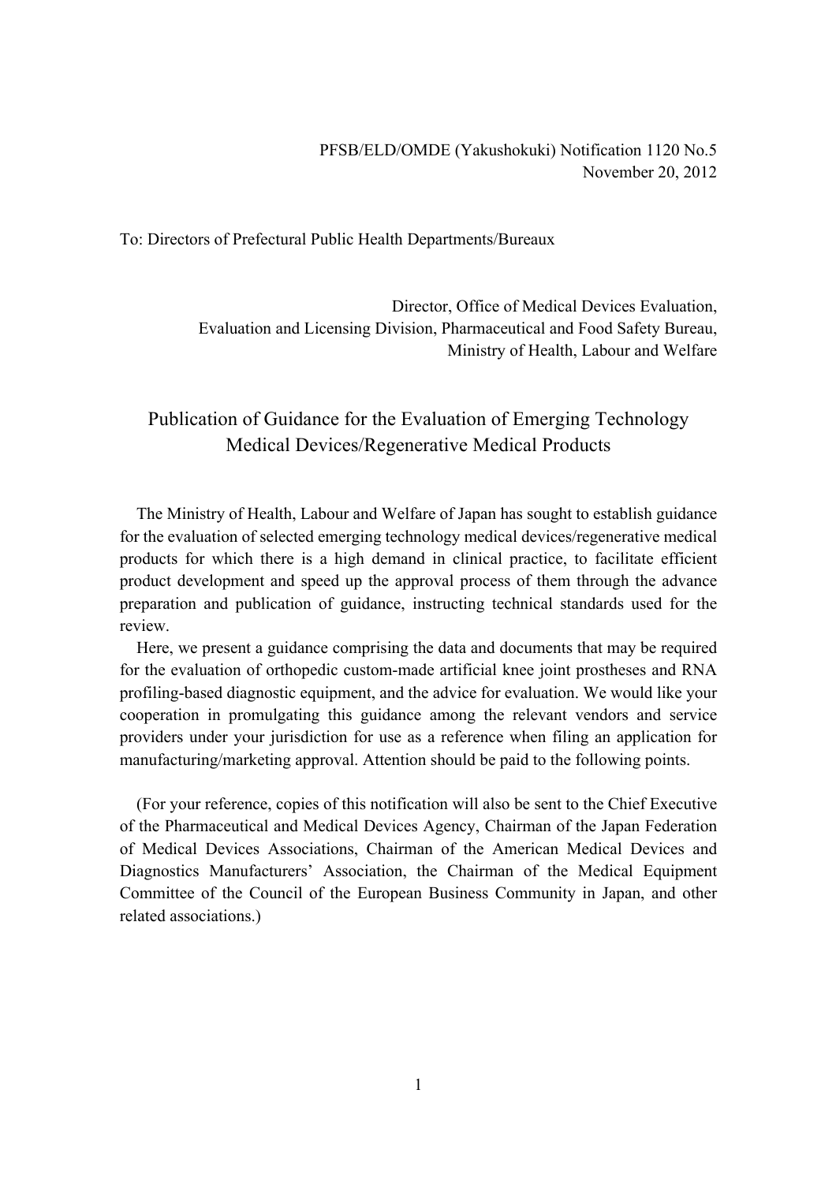PFSB/ELD/OMDE (Yakushokuki) Notification 1120 No.5
November 20, 2012

To: Directors of Prefectural Public Health Departments/Bureaux

Director, Office of Medical Devices Evaluation,
Evaluation and Licensing Division, Pharmaceutical and Food Safety Bureau,
Ministry of Health, Labour and Welfare

# Publication of Guidance for the Evaluation of Emerging Technology Medical Devices/Regenerative Medical Products

The Ministry of Health, Labour and Welfare of Japan has sought to establish guidance for the evaluation of selected emerging technology medical devices/regenerative medical products for which there is a high demand in clinical practice, to facilitate efficient product development and speed up the approval process of them through the advance preparation and publication of guidance, instructing technical standards used for the review.

Here, we present a guidance comprising the data and documents that may be required for the evaluation of orthopedic custom-made artificial knee joint prostheses and RNA profiling-based diagnostic equipment, and the advice for evaluation. We would like your cooperation in promulgating this guidance among the relevant vendors and service providers under your jurisdiction for use as a reference when filing an application for manufacturing/marketing approval. Attention should be paid to the following points.

(For your reference, copies of this notification will also be sent to the Chief Executive of the Pharmaceutical and Medical Devices Agency, Chairman of the Japan Federation of Medical Devices Associations, Chairman of the American Medical Devices and Diagnostics Manufacturers' Association, the Chairman of the Medical Equipment Committee of the Council of the European Business Community in Japan, and other related associations.)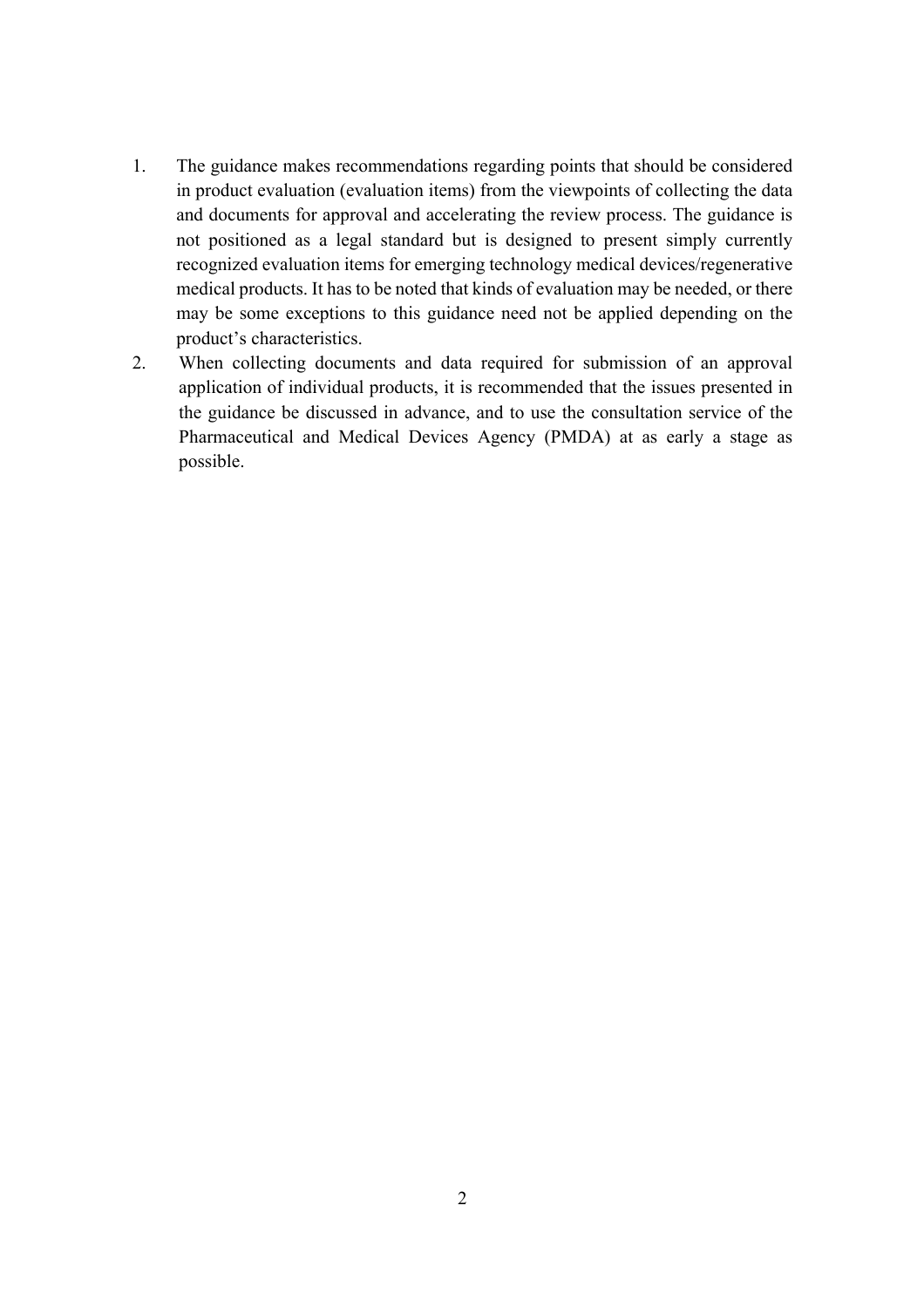1. The guidance makes recommendations regarding points that should be considered in product evaluation (evaluation items) from the viewpoints of collecting the data and documents for approval and accelerating the review process. The guidance is not positioned as a legal standard but is designed to present simply currently recognized evaluation items for emerging technology medical devices/regenerative medical products. It has to be noted that kinds of evaluation may be needed, or there may be some exceptions to this guidance need not be applied depending on the product's characteristics.
2. When collecting documents and data required for submission of an approval application of individual products, it is recommended that the issues presented in the guidance be discussed in advance, and to use the consultation service of the Pharmaceutical and Medical Devices Agency (PMDA) at as early a stage as possible.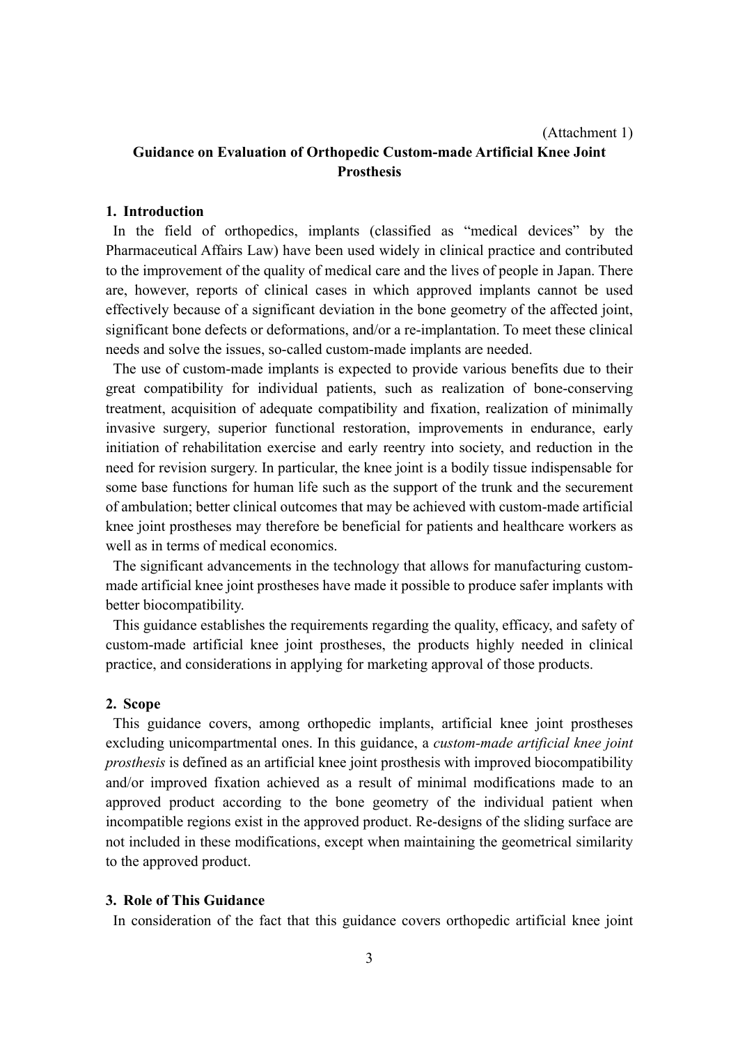(Attachment 1)

# Guidance on Evaluation of Orthopedic Custom-made Artificial Knee Joint Prosthesis

## 1. Introduction

In the field of orthopedics, implants (classified as "medical devices" by the Pharmaceutical Affairs Law) have been used widely in clinical practice and contributed to the improvement of the quality of medical care and the lives of people in Japan. There are, however, reports of clinical cases in which approved implants cannot be used effectively because of a significant deviation in the bone geometry of the affected joint, significant bone defects or deformations, and/or a re-implantation. To meet these clinical needs and solve the issues, so-called custom-made implants are needed.

The use of custom-made implants is expected to provide various benefits due to their great compatibility for individual patients, such as realization of bone-conserving treatment, acquisition of adequate compatibility and fixation, realization of minimally invasive surgery, superior functional restoration, improvements in endurance, early initiation of rehabilitation exercise and early reentry into society, and reduction in the need for revision surgery. In particular, the knee joint is a bodily tissue indispensable for some base functions for human life such as the support of the trunk and the securement of ambulation; better clinical outcomes that may be achieved with custom-made artificial knee joint prostheses may therefore be beneficial for patients and healthcare workers as well as in terms of medical economics.

The significant advancements in the technology that allows for manufacturing custom-made artificial knee joint prostheses have made it possible to produce safer implants with better biocompatibility.

This guidance establishes the requirements regarding the quality, efficacy, and safety of custom-made artificial knee joint prostheses, the products highly needed in clinical practice, and considerations in applying for marketing approval of those products.

## 2. Scope

This guidance covers, among orthopedic implants, artificial knee joint prostheses excluding unicompartmental ones. In this guidance, a *custom-made artificial knee joint prosthesis* is defined as an artificial knee joint prosthesis with improved biocompatibility and/or improved fixation achieved as a result of minimal modifications made to an approved product according to the bone geometry of the individual patient when incompatible regions exist in the approved product. Re-designs of the sliding surface are not included in these modifications, except when maintaining the geometrical similarity to the approved product.

## 3. Role of This Guidance

In consideration of the fact that this guidance covers orthopedic artificial knee joint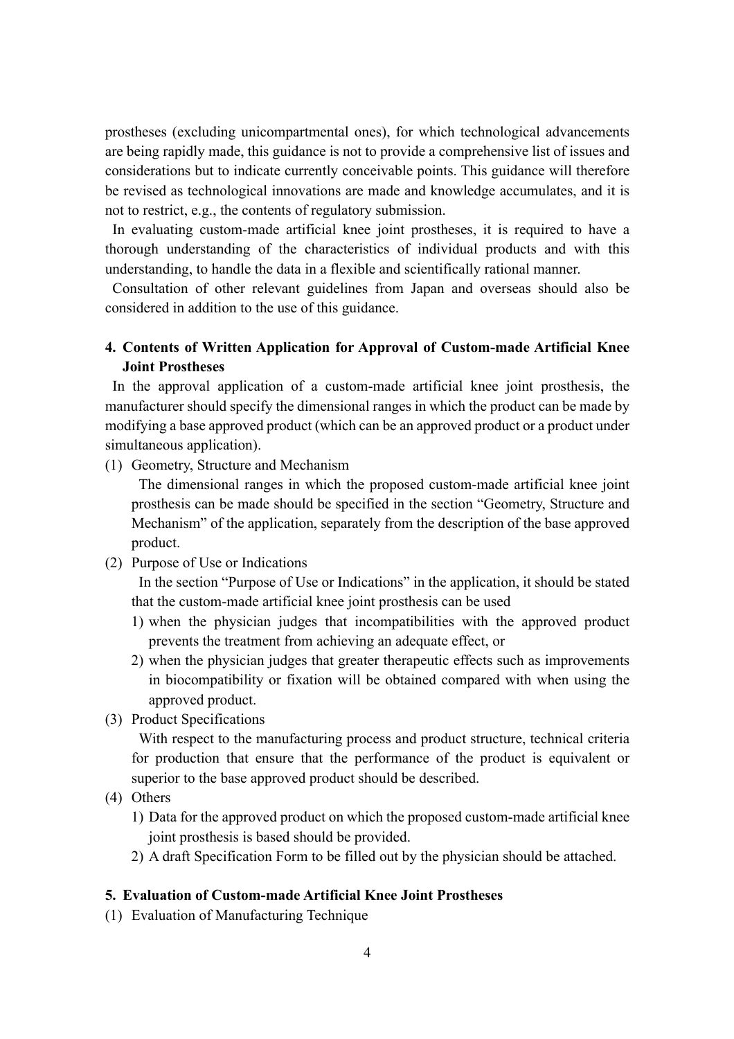prostheses (excluding unicompartmental ones), for which technological advancements are being rapidly made, this guidance is not to provide a comprehensive list of issues and considerations but to indicate currently conceivable points. This guidance will therefore be revised as technological innovations are made and knowledge accumulates, and it is not to restrict, e.g., the contents of regulatory submission.

In evaluating custom-made artificial knee joint prostheses, it is required to have a thorough understanding of the characteristics of individual products and with this understanding, to handle the data in a flexible and scientifically rational manner.

Consultation of other relevant guidelines from Japan and overseas should also be considered in addition to the use of this guidance.

## 4. Contents of Written Application for Approval of Custom-made Artificial Knee Joint Prostheses

In the approval application of a custom-made artificial knee joint prosthesis, the manufacturer should specify the dimensional ranges in which the product can be made by modifying a base approved product (which can be an approved product or a product under simultaneous application).

(1) Geometry, Structure and Mechanism

The dimensional ranges in which the proposed custom-made artificial knee joint prosthesis can be made should be specified in the section "Geometry, Structure and Mechanism" of the application, separately from the description of the base approved product.

(2) Purpose of Use or Indications

In the section "Purpose of Use or Indications" in the application, it should be stated that the custom-made artificial knee joint prosthesis can be used

1) when the physician judges that incompatibilities with the approved product prevents the treatment from achieving an adequate effect, or
2) when the physician judges that greater therapeutic effects such as improvements in biocompatibility or fixation will be obtained compared with when using the approved product.

(3) Product Specifications

With respect to the manufacturing process and product structure, technical criteria for production that ensure that the performance of the product is equivalent or superior to the base approved product should be described.

(4) Others

1) Data for the approved product on which the proposed custom-made artificial knee joint prosthesis is based should be provided.
2) A draft Specification Form to be filled out by the physician should be attached.

## 5. Evaluation of Custom-made Artificial Knee Joint Prostheses

(1) Evaluation of Manufacturing Technique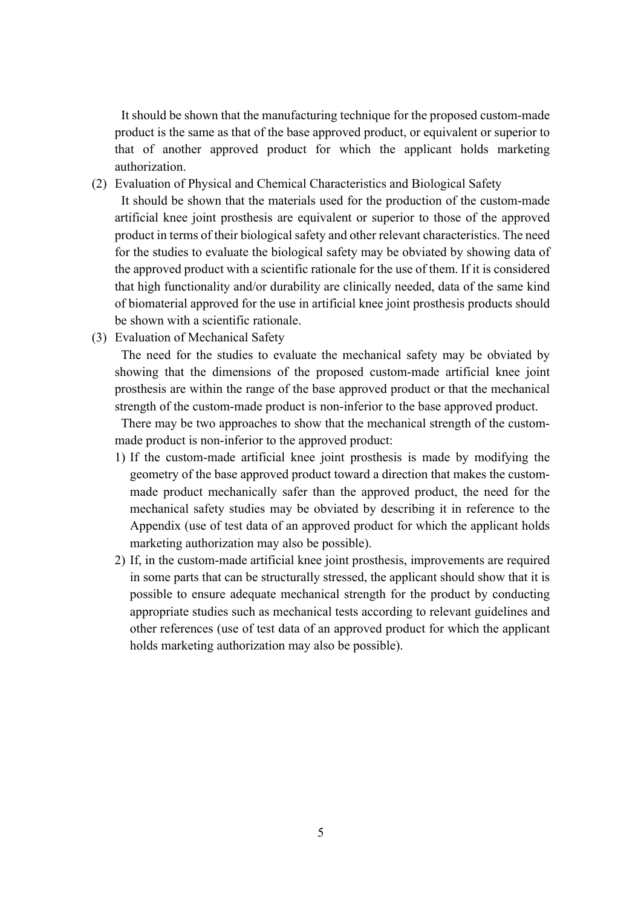It should be shown that the manufacturing technique for the proposed custom-made product is the same as that of the base approved product, or equivalent or superior to that of another approved product for which the applicant holds marketing authorization.

(2) Evaluation of Physical and Chemical Characteristics and Biological Safety

It should be shown that the materials used for the production of the custom-made artificial knee joint prosthesis are equivalent or superior to those of the approved product in terms of their biological safety and other relevant characteristics. The need for the studies to evaluate the biological safety may be obviated by showing data of the approved product with a scientific rationale for the use of them. If it is considered that high functionality and/or durability are clinically needed, data of the same kind of biomaterial approved for the use in artificial knee joint prosthesis products should be shown with a scientific rationale.

(3) Evaluation of Mechanical Safety

The need for the studies to evaluate the mechanical safety may be obviated by showing that the dimensions of the proposed custom-made artificial knee joint prosthesis are within the range of the base approved product or that the mechanical strength of the custom-made product is non-inferior to the base approved product.

There may be two approaches to show that the mechanical strength of the custom-made product is non-inferior to the approved product:

1) If the custom-made artificial knee joint prosthesis is made by modifying the geometry of the base approved product toward a direction that makes the custom-made product mechanically safer than the approved product, the need for the mechanical safety studies may be obviated by describing it in reference to the Appendix (use of test data of an approved product for which the applicant holds marketing authorization may also be possible).
2) If, in the custom-made artificial knee joint prosthesis, improvements are required in some parts that can be structurally stressed, the applicant should show that it is possible to ensure adequate mechanical strength for the product by conducting appropriate studies such as mechanical tests according to relevant guidelines and other references (use of test data of an approved product for which the applicant holds marketing authorization may also be possible).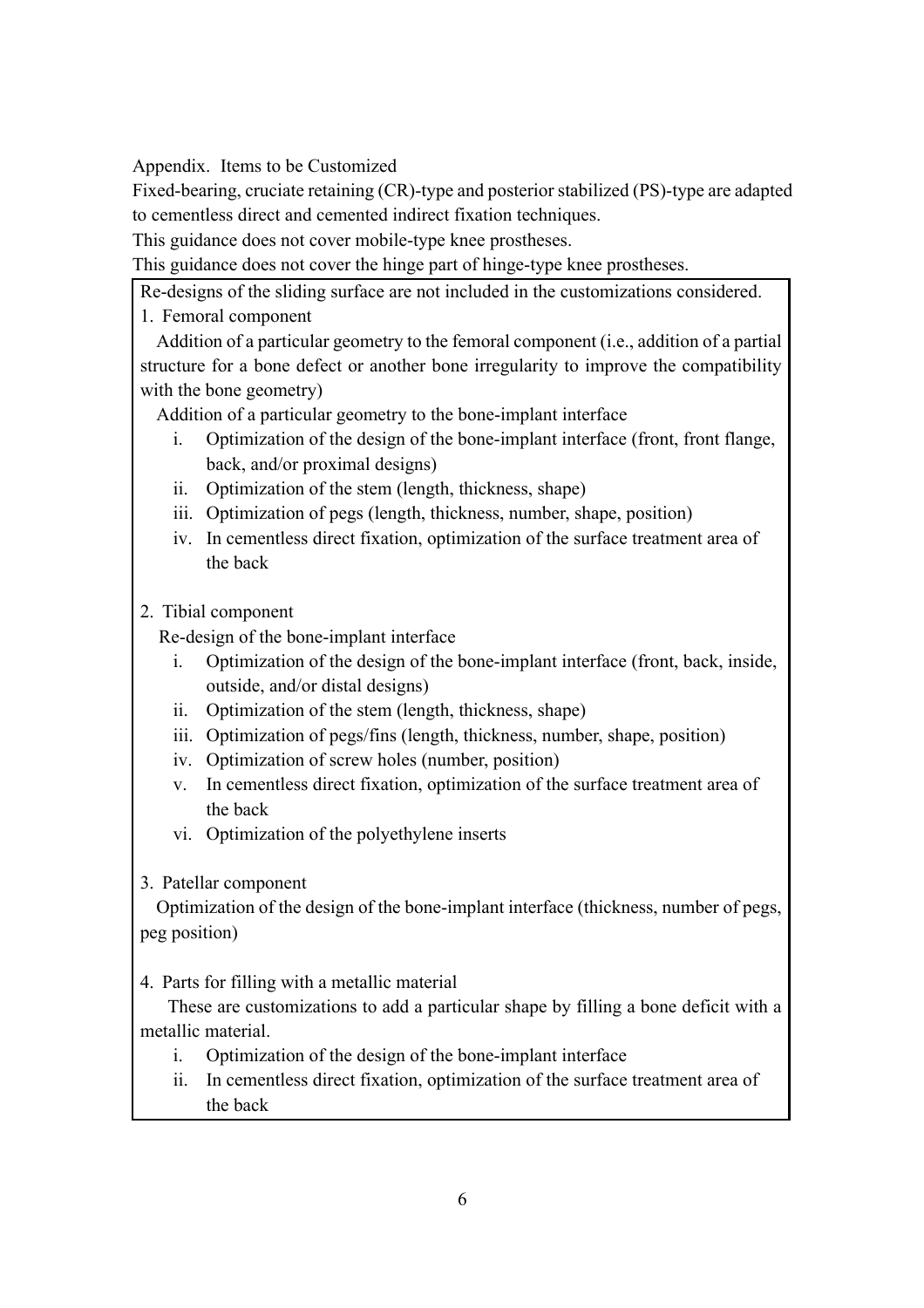Appendix. Items to be Customized

Fixed-bearing, cruciate retaining (CR)-type and posterior stabilized (PS)-type are adapted to cementless direct and cemented indirect fixation techniques.

This guidance does not cover mobile-type knee prostheses.

This guidance does not cover the hinge part of hinge-type knee prostheses.

Re-designs of the sliding surface are not included in the customizations considered.

1. Femoral component

Addition of a particular geometry to the femoral component (i.e., addition of a partial structure for a bone defect or another bone irregularity to improve the compatibility with the bone geometry)

Addition of a particular geometry to the bone-implant interface

i. Optimization of the design of the bone-implant interface (front, front flange, back, and/or proximal designs)
ii. Optimization of the stem (length, thickness, shape)
iii. Optimization of pegs (length, thickness, number, shape, position)
iv. In cementless direct fixation, optimization of the surface treatment area of the back

2. Tibial component

Re-design of the bone-implant interface

i. Optimization of the design of the bone-implant interface (front, back, inside, outside, and/or distal designs)
ii. Optimization of the stem (length, thickness, shape)
iii. Optimization of pegs/fins (length, thickness, number, shape, position)
iv. Optimization of screw holes (number, position)
v. In cementless direct fixation, optimization of the surface treatment area of the back
vi. Optimization of the polyethylene inserts

3. Patellar component

Optimization of the design of the bone-implant interface (thickness, number of pegs, peg position)

4. Parts for filling with a metallic material

These are customizations to add a particular shape by filling a bone deficit with a metallic material.

i. Optimization of the design of the bone-implant interface
ii. In cementless direct fixation, optimization of the surface treatment area of the back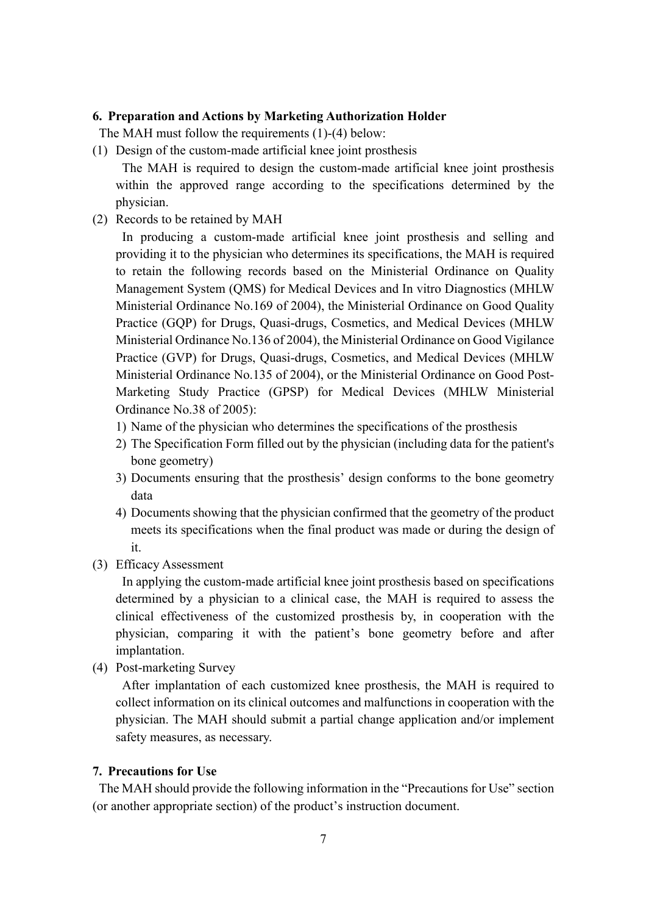## 6. Preparation and Actions by Marketing Authorization Holder

The MAH must follow the requirements (1)-(4) below:

(1) Design of the custom-made artificial knee joint prosthesis

The MAH is required to design the custom-made artificial knee joint prosthesis within the approved range according to the specifications determined by the physician.

(2) Records to be retained by MAH

In producing a custom-made artificial knee joint prosthesis and selling and providing it to the physician who determines its specifications, the MAH is required to retain the following records based on the Ministerial Ordinance on Quality Management System (QMS) for Medical Devices and In vitro Diagnostics (MHLW Ministerial Ordinance No.169 of 2004), the Ministerial Ordinance on Good Quality Practice (GQP) for Drugs, Quasi-drugs, Cosmetics, and Medical Devices (MHLW Ministerial Ordinance No.136 of 2004), the Ministerial Ordinance on Good Vigilance Practice (GVP) for Drugs, Quasi-drugs, Cosmetics, and Medical Devices (MHLW Ministerial Ordinance No.135 of 2004), or the Ministerial Ordinance on Good Post-Marketing Study Practice (GPSP) for Medical Devices (MHLW Ministerial Ordinance No.38 of 2005):

1) Name of the physician who determines the specifications of the prosthesis
2) The Specification Form filled out by the physician (including data for the patient's bone geometry)
3) Documents ensuring that the prosthesis' design conforms to the bone geometry data
4) Documents showing that the physician confirmed that the geometry of the product meets its specifications when the final product was made or during the design of it.

(3) Efficacy Assessment

In applying the custom-made artificial knee joint prosthesis based on specifications determined by a physician to a clinical case, the MAH is required to assess the clinical effectiveness of the customized prosthesis by, in cooperation with the physician, comparing it with the patient's bone geometry before and after implantation.

(4) Post-marketing Survey

After implantation of each customized knee prosthesis, the MAH is required to collect information on its clinical outcomes and malfunctions in cooperation with the physician. The MAH should submit a partial change application and/or implement safety measures, as necessary.

## 7. Precautions for Use

The MAH should provide the following information in the "Precautions for Use" section (or another appropriate section) of the product's instruction document.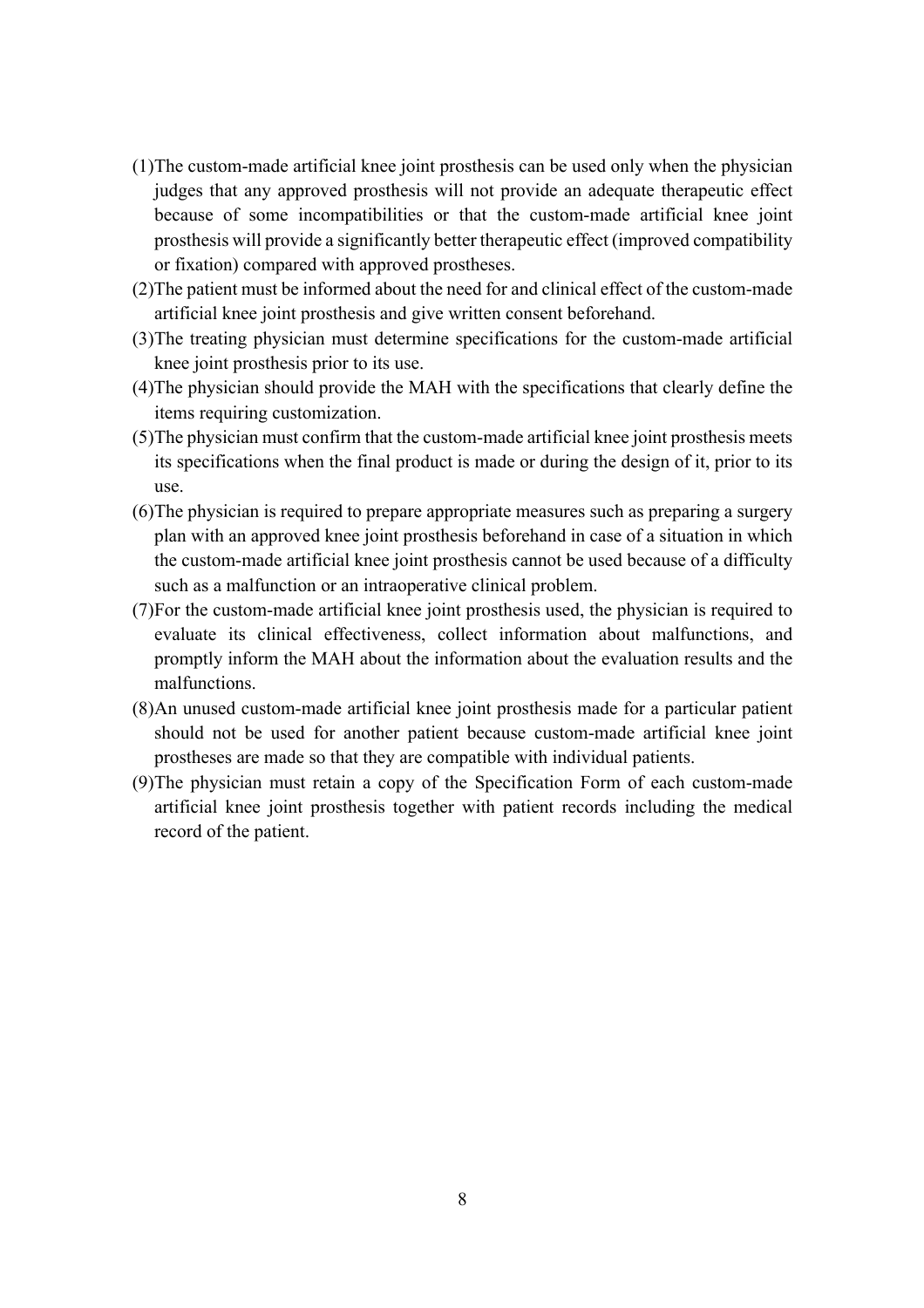(1) The custom-made artificial knee joint prosthesis can be used only when the physician judges that any approved prosthesis will not provide an adequate therapeutic effect because of some incompatibilities or that the custom-made artificial knee joint prosthesis will provide a significantly better therapeutic effect (improved compatibility or fixation) compared with approved prostheses.

(2) The patient must be informed about the need for and clinical effect of the custom-made artificial knee joint prosthesis and give written consent beforehand.

(3) The treating physician must determine specifications for the custom-made artificial knee joint prosthesis prior to its use.

(4) The physician should provide the MAH with the specifications that clearly define the items requiring customization.

(5) The physician must confirm that the custom-made artificial knee joint prosthesis meets its specifications when the final product is made or during the design of it, prior to its use.

(6) The physician is required to prepare appropriate measures such as preparing a surgery plan with an approved knee joint prosthesis beforehand in case of a situation in which the custom-made artificial knee joint prosthesis cannot be used because of a difficulty such as a malfunction or an intraoperative clinical problem.

(7) For the custom-made artificial knee joint prosthesis used, the physician is required to evaluate its clinical effectiveness, collect information about malfunctions, and promptly inform the MAH about the information about the evaluation results and the malfunctions.

(8) An unused custom-made artificial knee joint prosthesis made for a particular patient should not be used for another patient because custom-made artificial knee joint prostheses are made so that they are compatible with individual patients.

(9) The physician must retain a copy of the Specification Form of each custom-made artificial knee joint prosthesis together with patient records including the medical record of the patient.